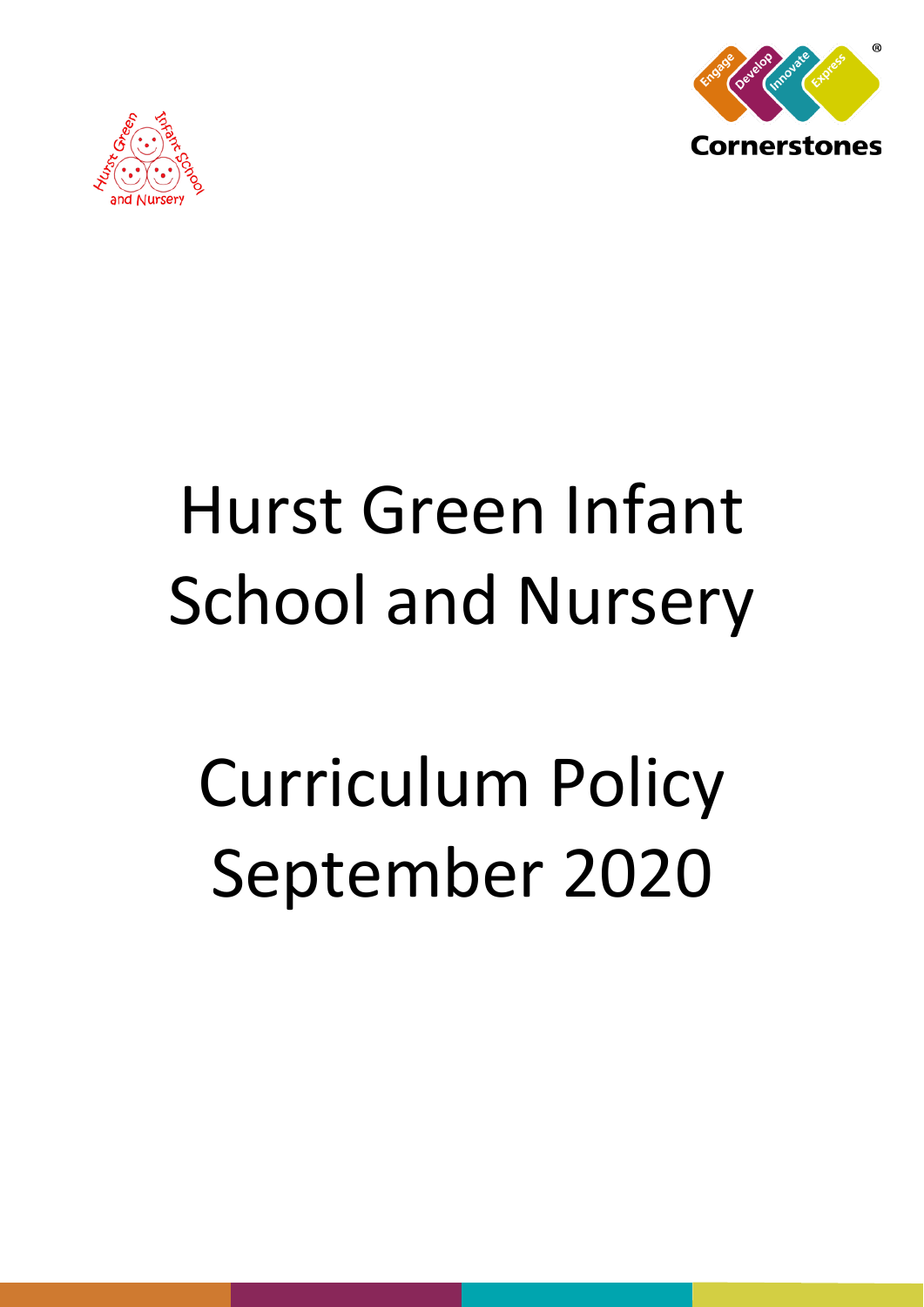# Hurst Green Infant School and Nursery

# Curriculum Policy September 2020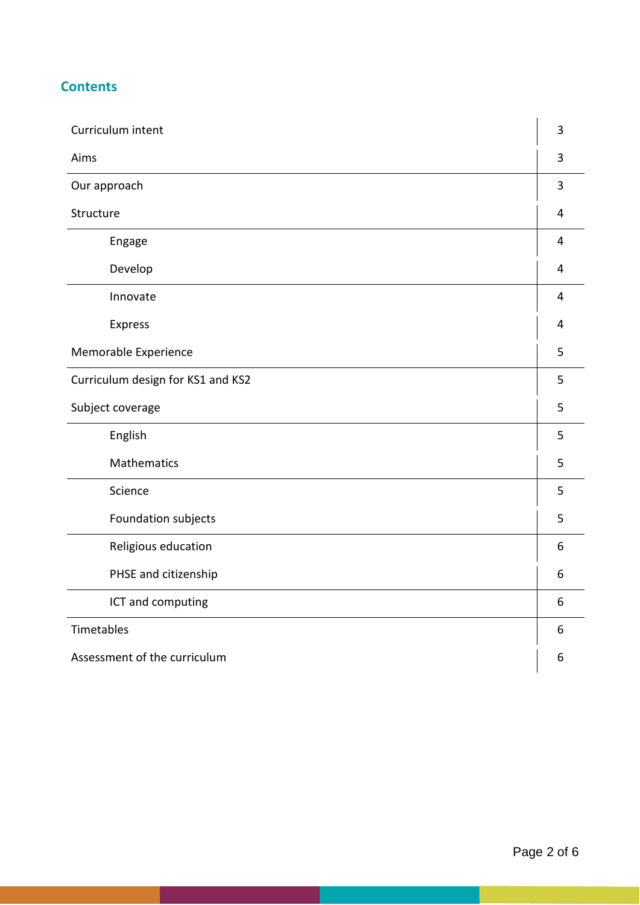## Contents

| | |
|---|---|
| Curriculum intent | 3 |
| Aims | 3 |
| Our approach | 3 |
| Structure | 4 |
| Engage | 4 |
| Develop | 4 |
| Innovate | 4 |
| Express | 4 |
| Memorable Experience | 5 |
| Curriculum design for KS1 and KS2 | 5 |
| Subject coverage | 5 |
| English | 5 |
| Mathematics | 5 |
| Science | 5 |
| Foundation subjects | 5 |
| Religious education | 6 |
| PHSE and citizenship | 6 |
| ICT and computing | 6 |
| Timetables | 6 |
| Assessment of the curriculum | 6 |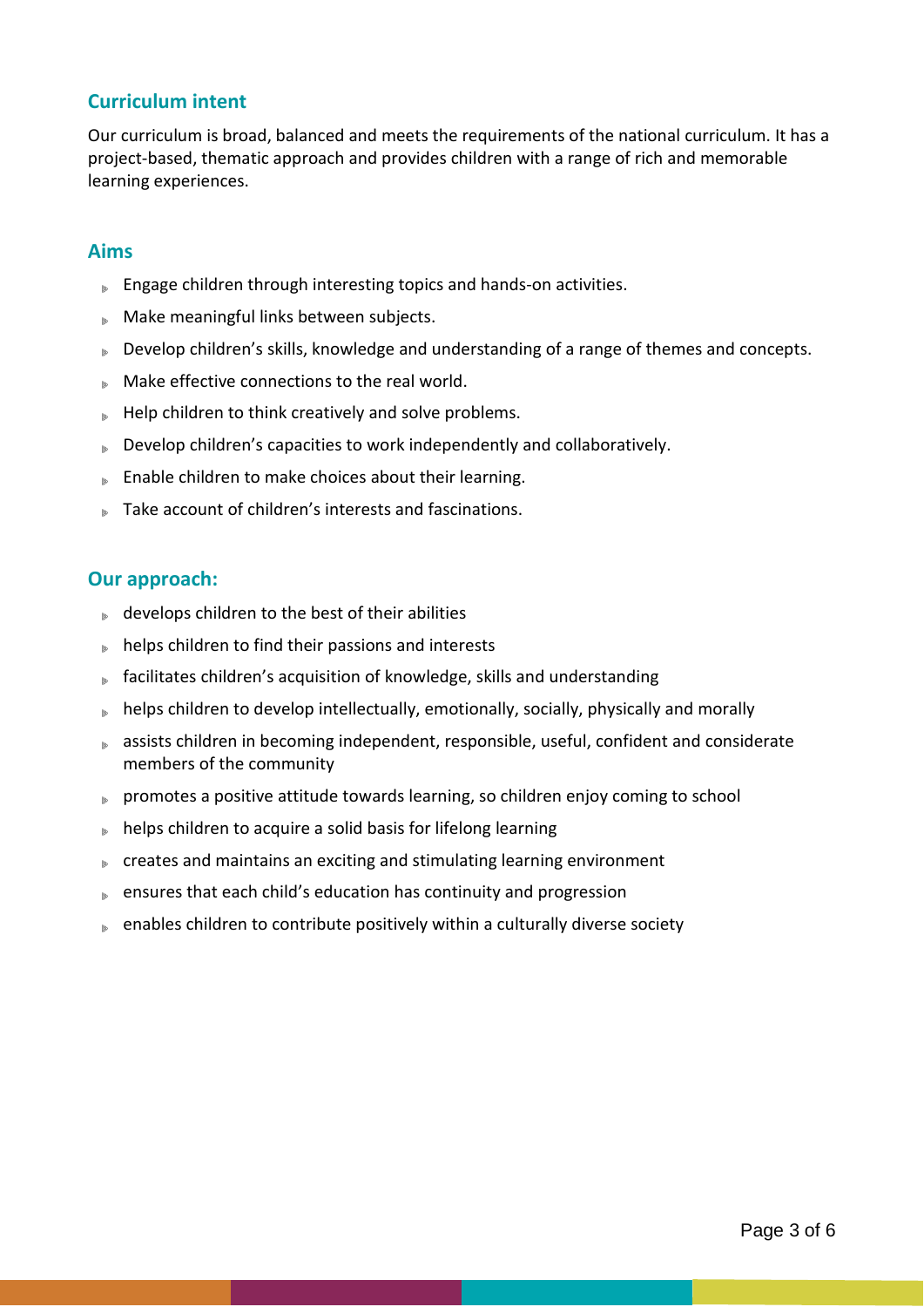## Curriculum intent

Our curriculum is broad, balanced and meets the requirements of the national curriculum. It has a project-based, thematic approach and provides children with a range of rich and memorable learning experiences.

## Aims

- Engage children through interesting topics and hands-on activities.
- Make meaningful links between subjects.
- Develop children's skills, knowledge and understanding of a range of themes and concepts.
- Make effective connections to the real world.
- Help children to think creatively and solve problems.
- Develop children's capacities to work independently and collaboratively.
- Enable children to make choices about their learning.
- Take account of children's interests and fascinations.

## Our approach:

- develops children to the best of their abilities
- helps children to find their passions and interests
- facilitates children's acquisition of knowledge, skills and understanding
- helps children to develop intellectually, emotionally, socially, physically and morally
- assists children in becoming independent, responsible, useful, confident and considerate members of the community
- promotes a positive attitude towards learning, so children enjoy coming to school
- helps children to acquire a solid basis for lifelong learning
- creates and maintains an exciting and stimulating learning environment
- ensures that each child's education has continuity and progression
- enables children to contribute positively within a culturally diverse society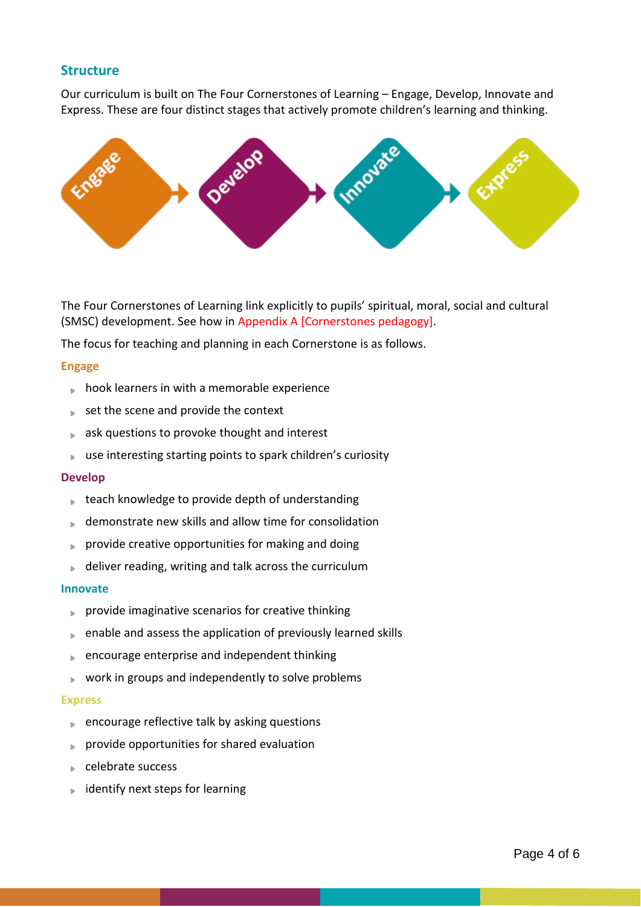## Structure

Our curriculum is built on The Four Cornerstones of Learning – Engage, Develop, Innovate and Express. These are four distinct stages that actively promote children's learning and thinking.

Engage → Develop → Innovate → Express

The Four Cornerstones of Learning link explicitly to pupils' spiritual, moral, social and cultural (SMSC) development. See how in Appendix A [Cornerstones pedagogy].

The focus for teaching and planning in each Cornerstone is as follows.

### Engage

- hook learners in with a memorable experience
- set the scene and provide the context
- ask questions to provoke thought and interest
- use interesting starting points to spark children's curiosity

### Develop

- teach knowledge to provide depth of understanding
- demonstrate new skills and allow time for consolidation
- provide creative opportunities for making and doing
- deliver reading, writing and talk across the curriculum

### Innovate

- provide imaginative scenarios for creative thinking
- enable and assess the application of previously learned skills
- encourage enterprise and independent thinking
- work in groups and independently to solve problems

### Express

- encourage reflective talk by asking questions
- provide opportunities for shared evaluation
- celebrate success
- identify next steps for learning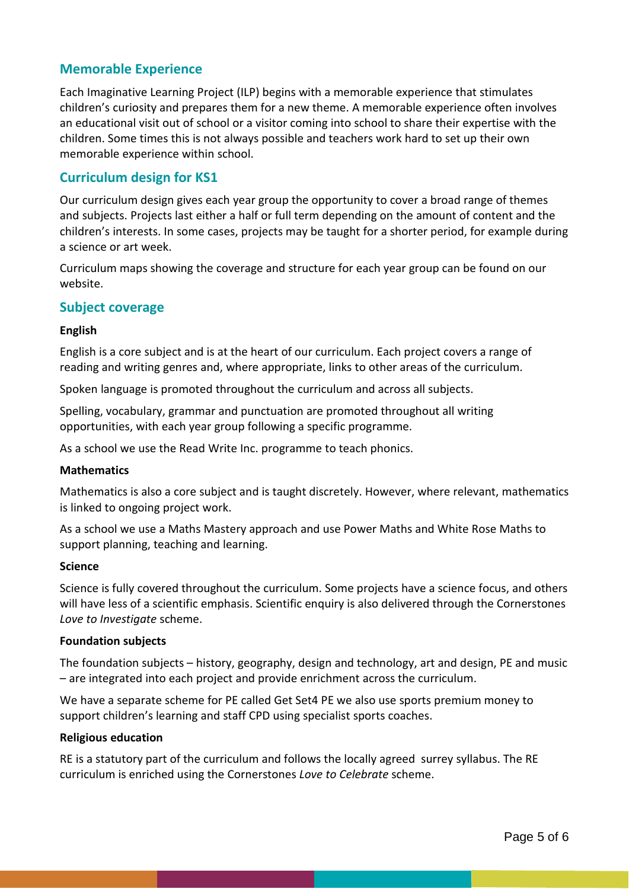## Memorable Experience

Each Imaginative Learning Project (ILP) begins with a memorable experience that stimulates children's curiosity and prepares them for a new theme. A memorable experience often involves an educational visit out of school or a visitor coming into school to share their expertise with the children. Some times this is not always possible and teachers work hard to set up their own memorable experience within school.

## Curriculum design for KS1

Our curriculum design gives each year group the opportunity to cover a broad range of themes and subjects. Projects last either a half or full term depending on the amount of content and the children's interests. In some cases, projects may be taught for a shorter period, for example during a science or art week.

Curriculum maps showing the coverage and structure for each year group can be found on our website.

## Subject coverage

**English**

English is a core subject and is at the heart of our curriculum. Each project covers a range of reading and writing genres and, where appropriate, links to other areas of the curriculum.

Spoken language is promoted throughout the curriculum and across all subjects.

Spelling, vocabulary, grammar and punctuation are promoted throughout all writing opportunities, with each year group following a specific programme.

As a school we use the Read Write Inc. programme to teach phonics.

**Mathematics**

Mathematics is also a core subject and is taught discretely. However, where relevant, mathematics is linked to ongoing project work.

As a school we use a Maths Mastery approach and use Power Maths and White Rose Maths to support planning, teaching and learning.

**Science**

Science is fully covered throughout the curriculum. Some projects have a science focus, and others will have less of a scientific emphasis. Scientific enquiry is also delivered through the Cornerstones *Love to Investigate* scheme.

**Foundation subjects**

The foundation subjects – history, geography, design and technology, art and design, PE and music – are integrated into each project and provide enrichment across the curriculum.

We have a separate scheme for PE called Get Set4 PE we also use sports premium money to support children's learning and staff CPD using specialist sports coaches.

**Religious education**

RE is a statutory part of the curriculum and follows the locally agreed surrey syllabus. The RE curriculum is enriched using the Cornerstones *Love to Celebrate* scheme.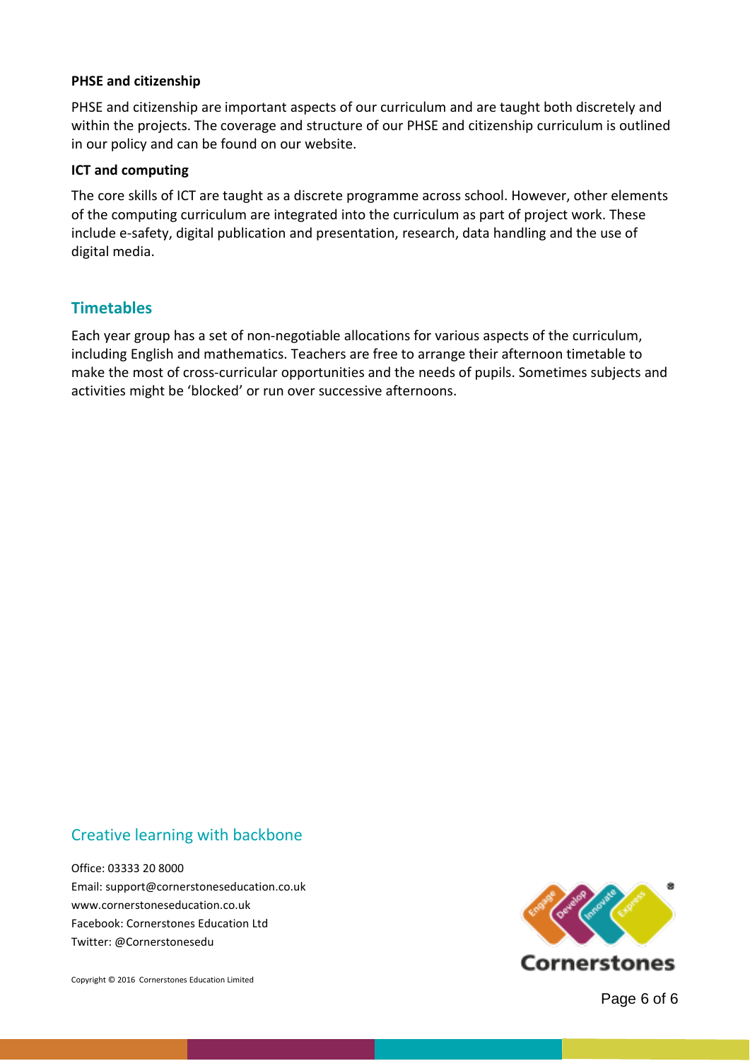**PHSE and citizenship**

PHSE and citizenship are important aspects of our curriculum and are taught both discretely and within the projects. The coverage and structure of our PHSE and citizenship curriculum is outlined in our policy and can be found on our website.

**ICT and computing**

The core skills of ICT are taught as a discrete programme across school. However, other elements of the computing curriculum are integrated into the curriculum as part of project work. These include e-safety, digital publication and presentation, research, data handling and the use of digital media.

## Timetables

Each year group has a set of non-negotiable allocations for various aspects of the curriculum, including English and mathematics. Teachers are free to arrange their afternoon timetable to make the most of cross-curricular opportunities and the needs of pupils. Sometimes subjects and activities might be 'blocked' or run over successive afternoons.

Creative learning with backbone

Office: 03333 20 8000
Email: support@cornerstoneseducation.co.uk
www.cornerstoneseducation.co.uk
Facebook: Cornerstones Education Ltd
Twitter: @Cornerstonesedu

Copyright © 2016 Cornerstones Education Limited